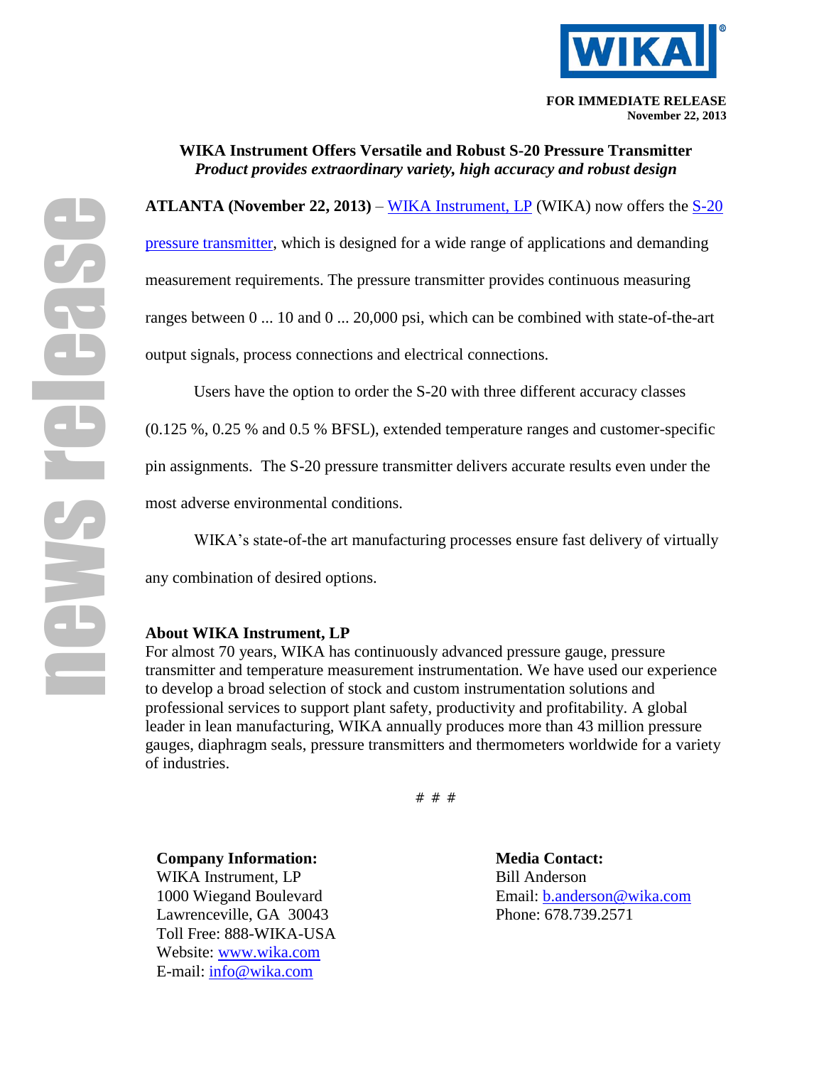FOR IMMEDIATE RELEASE
November 22, 2013

# WIKA Instrument Offers Versatile and Robust S-20 Pressure Transmitter

*Product provides extraordinary variety, high accuracy and robust design*

**ATLANTA (November 22, 2013)** – WIKA Instrument, LP (WIKA) now offers the S-20 pressure transmitter, which is designed for a wide range of applications and demanding measurement requirements. The pressure transmitter provides continuous measuring ranges between 0 ... 10 and 0 ... 20,000 psi, which can be combined with state-of-the-art output signals, process connections and electrical connections.

Users have the option to order the S-20 with three different accuracy classes (0.125 %, 0.25 % and 0.5 % BFSL), extended temperature ranges and customer-specific pin assignments. The S-20 pressure transmitter delivers accurate results even under the most adverse environmental conditions.

WIKA's state-of-the art manufacturing processes ensure fast delivery of virtually any combination of desired options.

## About WIKA Instrument, LP

For almost 70 years, WIKA has continuously advanced pressure gauge, pressure transmitter and temperature measurement instrumentation. We have used our experience to develop a broad selection of stock and custom instrumentation solutions and professional services to support plant safety, productivity and profitability. A global leader in lean manufacturing, WIKA annually produces more than 43 million pressure gauges, diaphragm seals, pressure transmitters and thermometers worldwide for a variety of industries.

# # #

**Company Information:**
WIKA Instrument, LP
1000 Wiegand Boulevard
Lawrenceville, GA 30043
Toll Free: 888-WIKA-USA
Website: www.wika.com
E-mail: info@wika.com

**Media Contact:**
Bill Anderson
Email: b.anderson@wika.com
Phone: 678.739.2571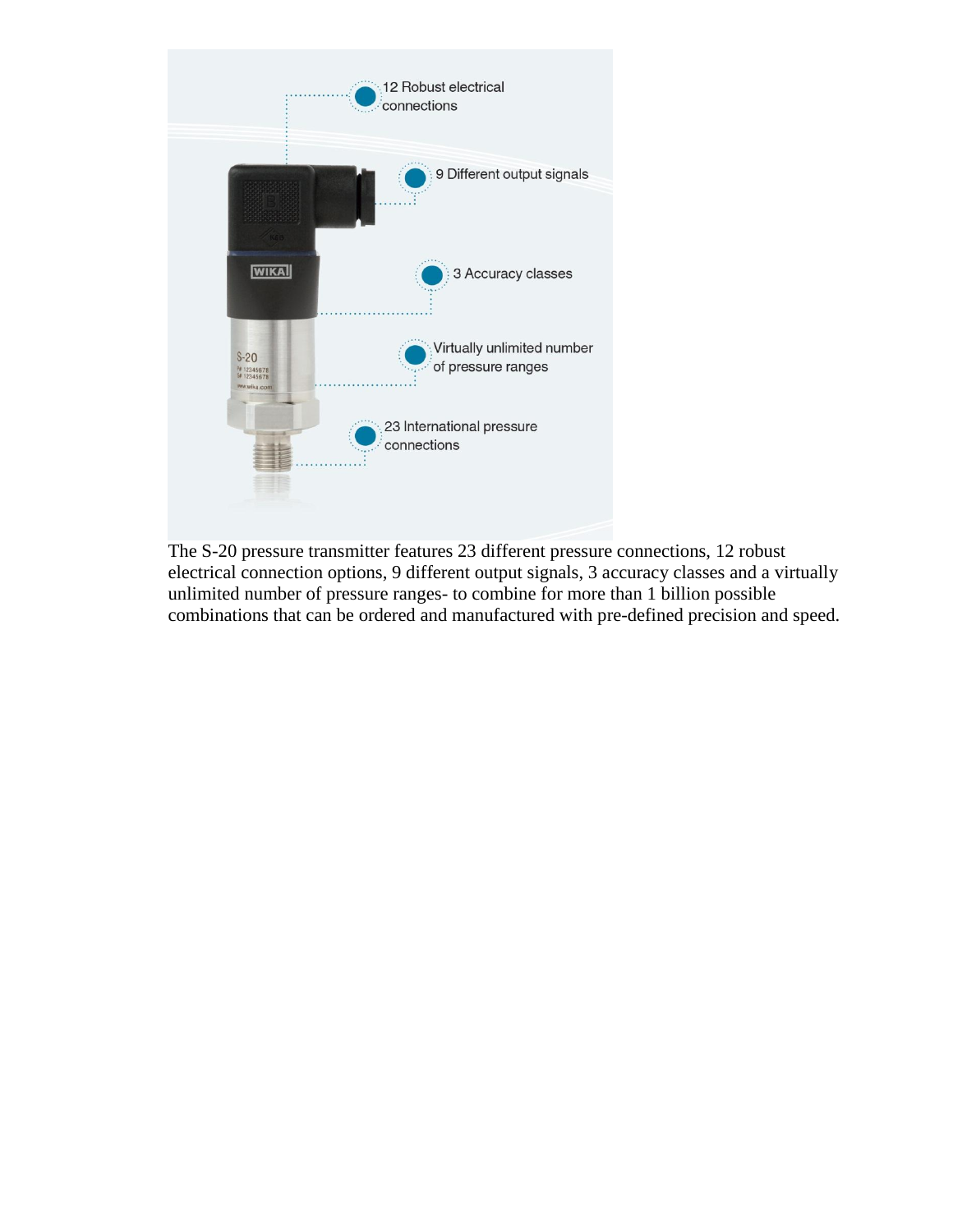12 Robust electrical connections

9 Different output signals

3 Accuracy classes

Virtually unlimited number of pressure ranges

23 International pressure connections

The S-20 pressure transmitter features 23 different pressure connections, 12 robust electrical connection options, 9 different output signals, 3 accuracy classes and a virtually unlimited number of pressure ranges- to combine for more than 1 billion possible combinations that can be ordered and manufactured with pre-defined precision and speed.